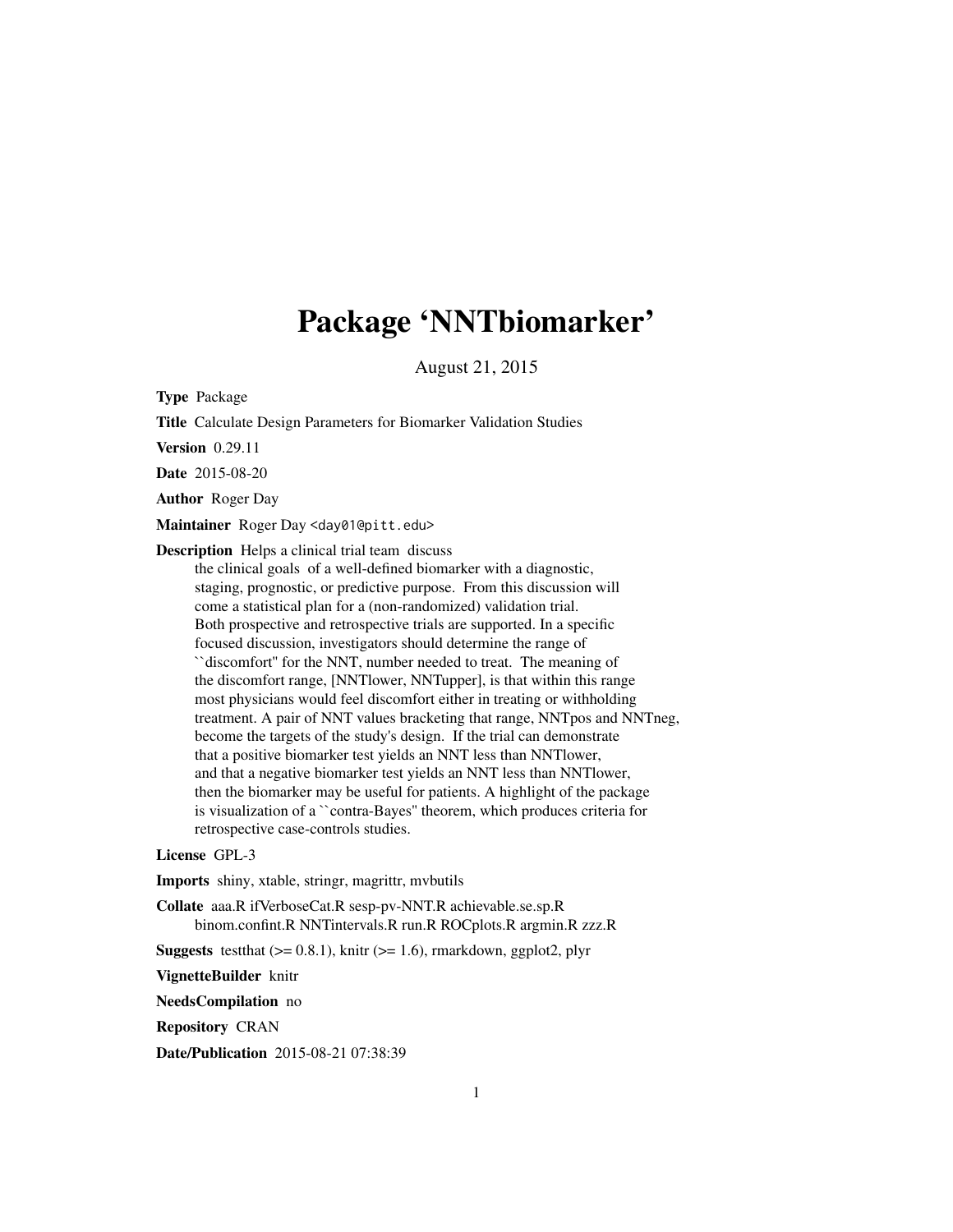# Package 'NNTbiomarker'

August 21, 2015

**Type** Package

**Title** Calculate Design Parameters for Biomarker Validation Studies

**Version** 0.29.11

**Date** 2015-08-20

**Author** Roger Day

**Maintainer** Roger Day <day01@pitt.edu>

**Description** Helps a clinical trial team discuss the clinical goals of a well-defined biomarker with a diagnostic, staging, prognostic, or predictive purpose. From this discussion will come a statistical plan for a (non-randomized) validation trial. Both prospective and retrospective trials are supported. In a specific focused discussion, investigators should determine the range of ``discomfort'' for the NNT, number needed to treat. The meaning of the discomfort range, [NNTlower, NNTupper], is that within this range most physicians would feel discomfort either in treating or withholding treatment. A pair of NNT values bracketing that range, NNTpos and NNTneg, become the targets of the study's design. If the trial can demonstrate that a positive biomarker test yields an NNT less than NNTlower, and that a negative biomarker test yields an NNT less than NNTlower, then the biomarker may be useful for patients. A highlight of the package is visualization of a ``contra-Bayes'' theorem, which produces criteria for retrospective case-controls studies.

**License** GPL-3

**Imports** shiny, xtable, stringr, magrittr, mvbutils

**Collate** aaa.R ifVerboseCat.R sesp-pv-NNT.R achievable.se.sp.R binom.confint.R NNTintervals.R run.R ROCplots.R argmin.R zzz.R

**Suggests** testthat (>= 0.8.1), knitr (>= 1.6), rmarkdown, ggplot2, plyr

**VignetteBuilder** knitr

**NeedsCompilation** no

**Repository** CRAN

**Date/Publication** 2015-08-21 07:38:39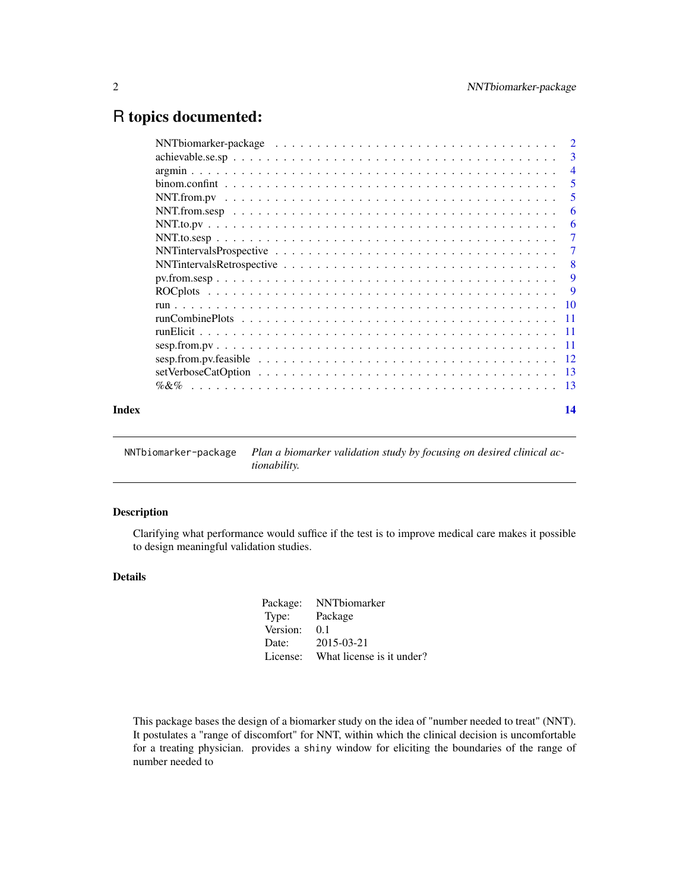# R topics documented:

| | |
|---|---|
| NNTbiomarker-package | 2 |
| achievable.se.sp | 3 |
| argmin | 4 |
| binom.confint | 5 |
| NNT.from.pv | 5 |
| NNT.from.sesp | 6 |
| NNT.to.pv | 6 |
| NNT.to.sesp | 7 |
| NNTintervalsProspective | 7 |
| NNTintervalsRetrospective | 8 |
| pv.from.sesp | 9 |
| ROCplots | 9 |
| run | 10 |
| runCombinePlots | 11 |
| runElicit | 11 |
| sesp.from.pv | 11 |
| sesp.from.pv.feasible | 12 |
| setVerboseCatOption | 13 |
| %&% | 13 |

**Index** **14**

---

`NNTbiomarker-package` *Plan a biomarker validation study by focusing on desired clinical actionability.*

---

### Description

Clarifying what performance would suffice if the test is to improve medical care makes it possible to design meaningful validation studies.

### Details

| | |
|---|---|
| Package: | NNTbiomarker |
| Type: | Package |
| Version: | 0.1 |
| Date: | 2015-03-21 |
| License: | What license is it under? |

This package bases the design of a biomarker study on the idea of "number needed to treat" (NNT). It postulates a "range of discomfort" for NNT, within which the clinical decision is uncomfortable for a treating physician. provides a `shiny` window for eliciting the boundaries of the range of number needed to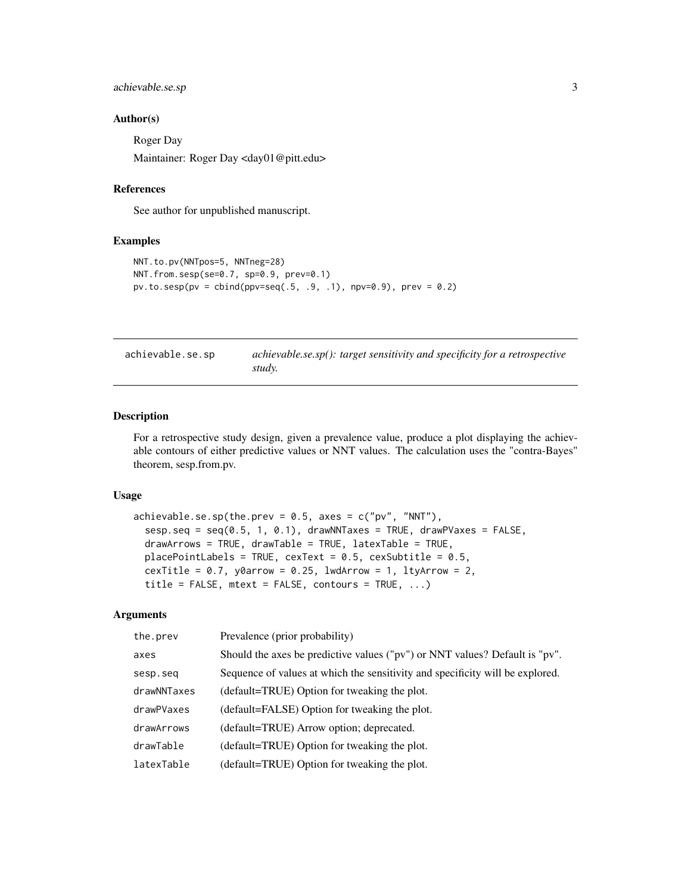### Author(s)

Roger Day

Maintainer: Roger Day <day01@pitt.edu>

### References

See author for unpublished manuscript.

### Examples

```
NNT.to.pv(NNTpos=5, NNTneg=28)
NNT.from.sesp(se=0.7, sp=0.9, prev=0.1)
pv.to.sesp(pv = cbind(ppv=seq(.5, .9, .1), npv=0.9), prev = 0.2)
```

---

## achievable.se.sp — *achievable.se.sp(): target sensitivity and specificity for a retrospective study.*

---

### Description

For a retrospective study design, given a prevalence value, produce a plot displaying the achievable contours of either predictive values or NNT values. The calculation uses the "contra-Bayes" theorem, sesp.from.pv.

### Usage

```
achievable.se.sp(the.prev = 0.5, axes = c("pv", "NNT"),
  sesp.seq = seq(0.5, 1, 0.1), drawNNTaxes = TRUE, drawPVaxes = FALSE,
  drawArrows = TRUE, drawTable = TRUE, latexTable = TRUE,
  placePointLabels = TRUE, cexText = 0.5, cexSubtitle = 0.5,
  cexTitle = 0.7, y0arrow = 0.25, lwdArrow = 1, ltyArrow = 2,
  title = FALSE, mtext = FALSE, contours = TRUE, ...)
```

### Arguments

| | |
|---|---|
| the.prev | Prevalence (prior probability) |
| axes | Should the axes be predictive values ("pv") or NNT values? Default is "pv". |
| sesp.seq | Sequence of values at which the sensitivity and specificity will be explored. |
| drawNNTaxes | (default=TRUE) Option for tweaking the plot. |
| drawPVaxes | (default=FALSE) Option for tweaking the plot. |
| drawArrows | (default=TRUE) Arrow option; deprecated. |
| drawTable | (default=TRUE) Option for tweaking the plot. |
| latexTable | (default=TRUE) Option for tweaking the plot. |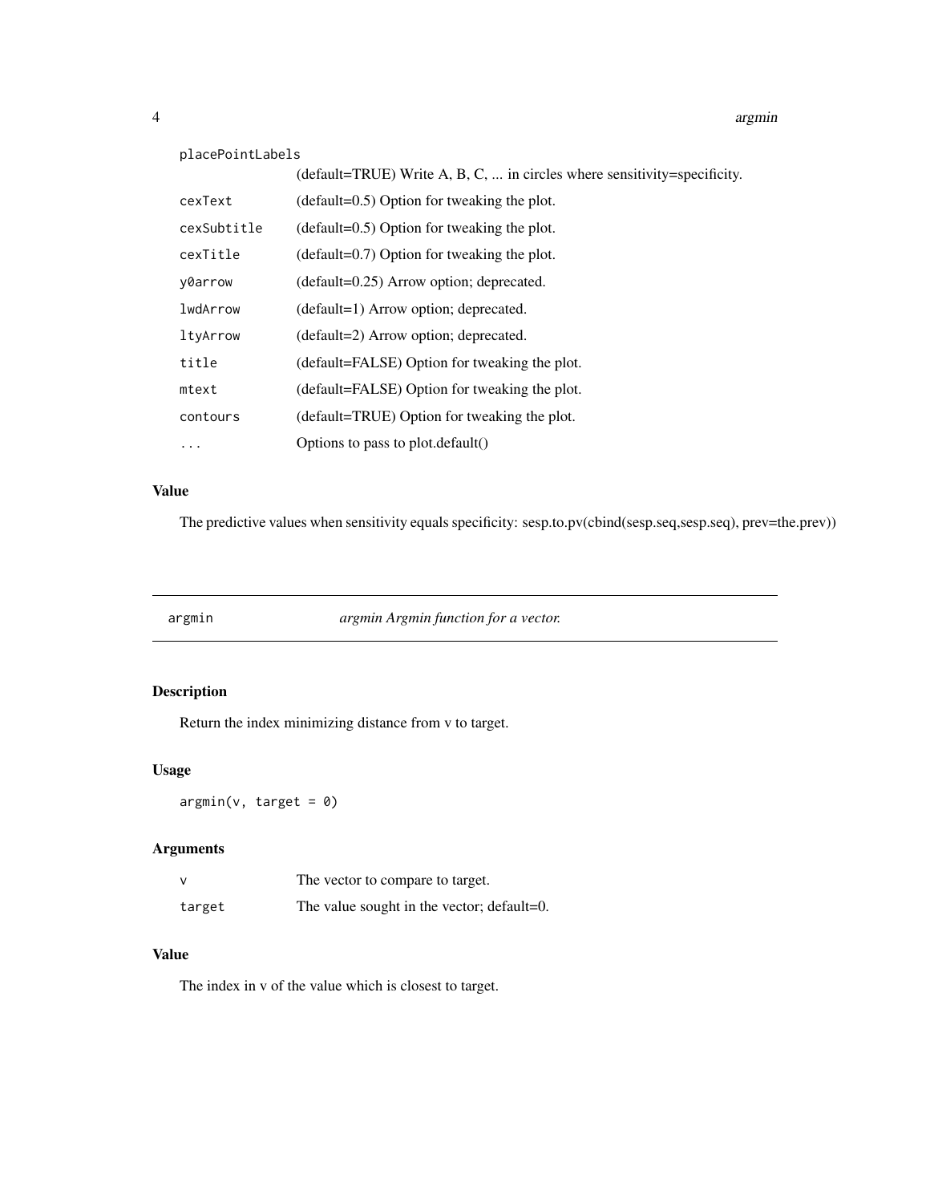| | |
|---|---|
| placePointLabels | (default=TRUE) Write A, B, C, ... in circles where sensitivity=specificity. |
| cexText | (default=0.5) Option for tweaking the plot. |
| cexSubtitle | (default=0.5) Option for tweaking the plot. |
| cexTitle | (default=0.7) Option for tweaking the plot. |
| y0arrow | (default=0.25) Arrow option; deprecated. |
| lwdArrow | (default=1) Arrow option; deprecated. |
| ltyArrow | (default=2) Arrow option; deprecated. |
| title | (default=FALSE) Option for tweaking the plot. |
| mtext | (default=FALSE) Option for tweaking the plot. |
| contours | (default=TRUE) Option for tweaking the plot. |
| ... | Options to pass to plot.default() |

### Value

The predictive values when sensitivity equals specificity: sesp.to.pv(cbind(sesp.seq,sesp.seq), prev=the.prev))

---

## argmin — *argmin Argmin function for a vector.*

---

### Description

Return the index minimizing distance from v to target.

### Usage

```
argmin(v, target = 0)
```

### Arguments

| | |
|---|---|
| v | The vector to compare to target. |
| target | The value sought in the vector; default=0. |

### Value

The index in v of the value which is closest to target.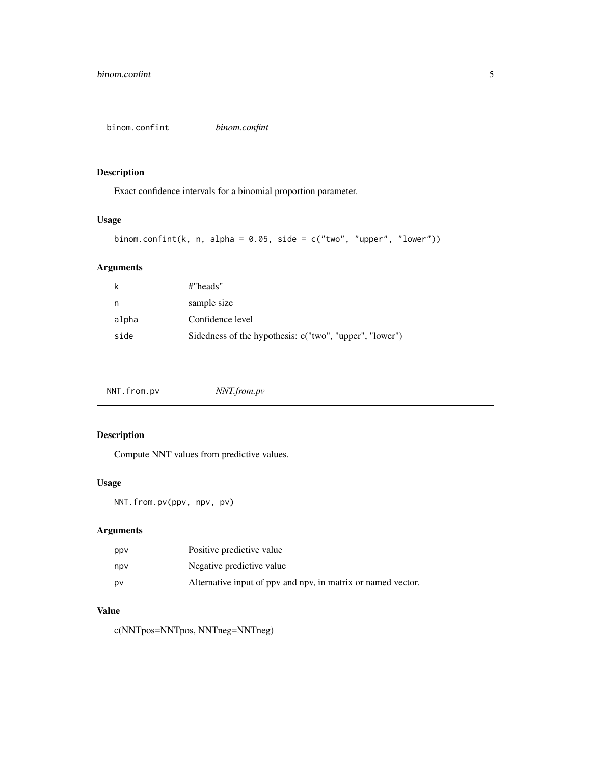## binom.confint *binom.confint*

### Description

Exact confidence intervals for a binomial proportion parameter.

### Usage

```
binom.confint(k, n, alpha = 0.05, side = c("two", "upper", "lower"))
```

### Arguments

| | |
|---|---|
| k | #"heads" |
| n | sample size |
| alpha | Confidence level |
| side | Sidedness of the hypothesis: c("two", "upper", "lower") |

## NNT.from.pv *NNT.from.pv*

### Description

Compute NNT values from predictive values.

### Usage

```
NNT.from.pv(ppv, npv, pv)
```

### Arguments

| | |
|---|---|
| ppv | Positive predictive value |
| npv | Negative predictive value |
| pv | Alternative input of ppv and npv, in matrix or named vector. |

### Value

c(NNTpos=NNTpos, NNTneg=NNTneg)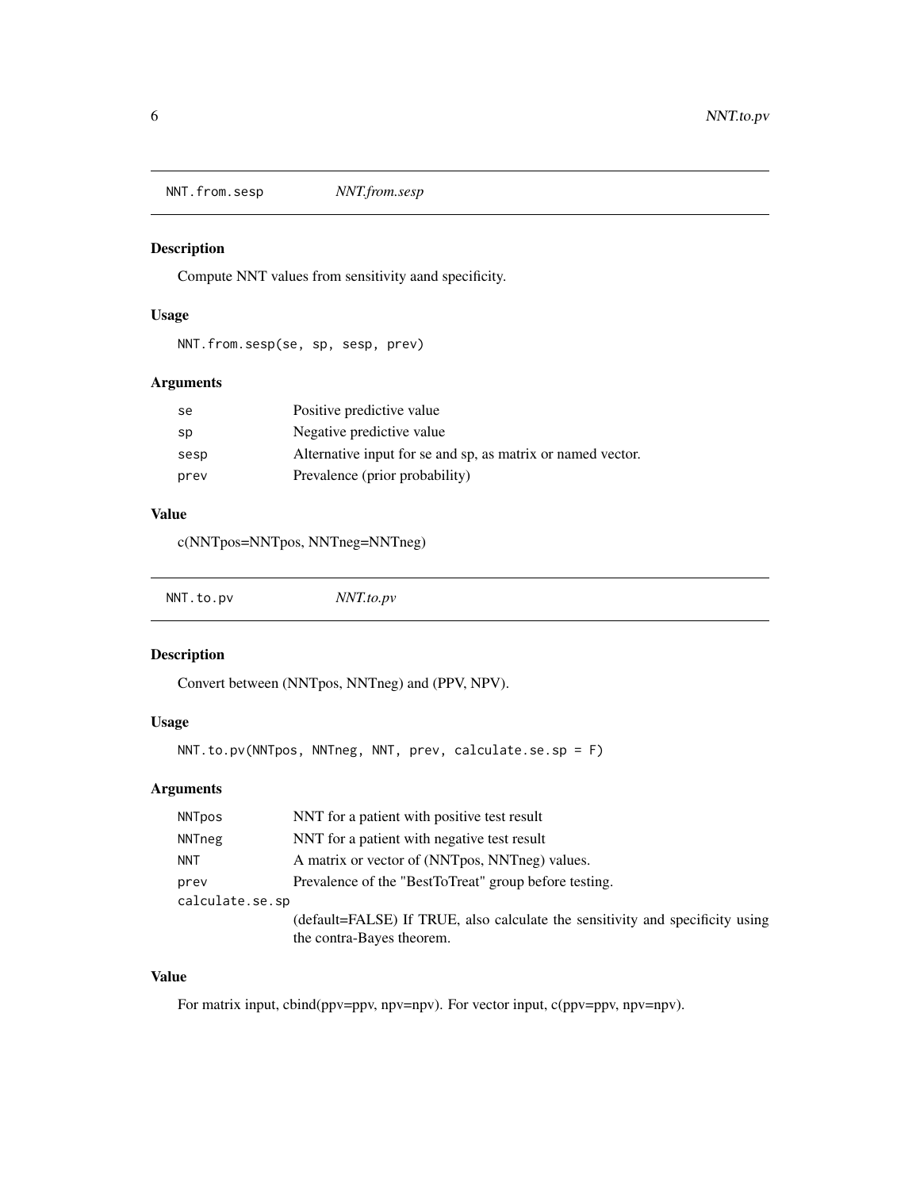## NNT.from.sesp — *NNT.from.sesp*

### Description

Compute NNT values from sensitivity aand specificity.

### Usage

```
NNT.from.sesp(se, sp, sesp, prev)
```

### Arguments

| | |
|---|---|
| se | Positive predictive value |
| sp | Negative predictive value |
| sesp | Alternative input for se and sp, as matrix or named vector. |
| prev | Prevalence (prior probability) |

### Value

c(NNTpos=NNTpos, NNTneg=NNTneg)

## NNT.to.pv — *NNT.to.pv*

### Description

Convert between (NNTpos, NNTneg) and (PPV, NPV).

### Usage

```
NNT.to.pv(NNTpos, NNTneg, NNT, prev, calculate.se.sp = F)
```

### Arguments

| | |
|---|---|
| NNTpos | NNT for a patient with positive test result |
| NNTneg | NNT for a patient with negative test result |
| NNT | A matrix or vector of (NNTpos, NNTneg) values. |
| prev | Prevalence of the "BestToTreat" group before testing. |
| calculate.se.sp | (default=FALSE) If TRUE, also calculate the sensitivity and specificity using the contra-Bayes theorem. |

### Value

For matrix input, cbind(ppv=ppv, npv=npv). For vector input, c(ppv=ppv, npv=npv).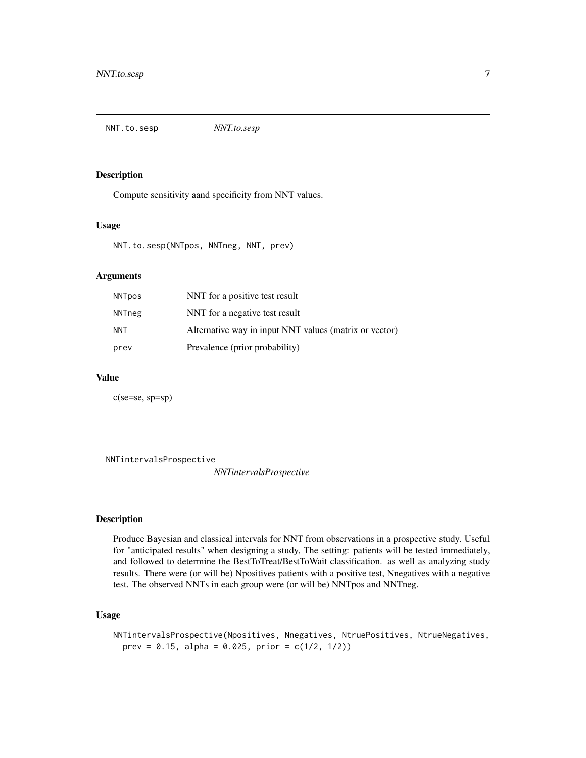## NNT.to.sesp

*NNT.to.sesp*

### Description

Compute sensitivity aand specificity from NNT values.

### Usage

```
NNT.to.sesp(NNTpos, NNTneg, NNT, prev)
```

### Arguments

| | |
|---|---|
| NNTpos | NNT for a positive test result |
| NNTneg | NNT for a negative test result |
| NNT | Alternative way in input NNT values (matrix or vector) |
| prev | Prevalence (prior probability) |

### Value

c(se=se, sp=sp)

## NNTintervalsProspective

*NNTintervalsProspective*

### Description

Produce Bayesian and classical intervals for NNT from observations in a prospective study. Useful for "anticipated results" when designing a study, The setting: patients will be tested immediately, and followed to determine the BestToTreat/BestToWait classification. as well as analyzing study results. There were (or will be) Npositives patients with a positive test, Nnegatives with a negative test. The observed NNTs in each group were (or will be) NNTpos and NNTneg.

### Usage

```
NNTintervalsProspective(Npositives, Nnegatives, NtruePositives, NtrueNegatives,
  prev = 0.15, alpha = 0.025, prior = c(1/2, 1/2))
```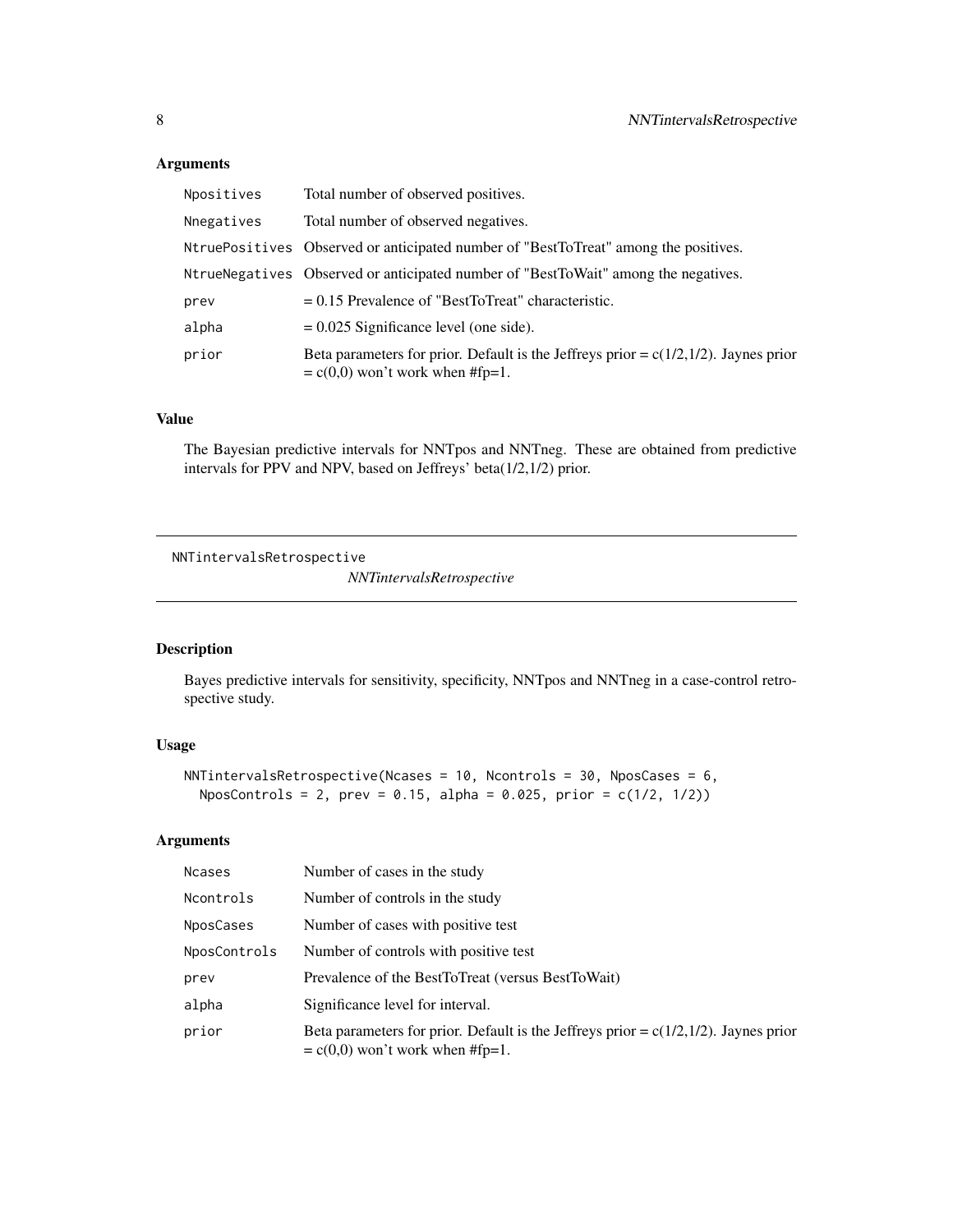## Arguments

| | |
|---|---|
| Npositives | Total number of observed positives. |
| Nnegatives | Total number of observed negatives. |
| NtruePositives | Observed or anticipated number of "BestToTreat" among the positives. |
| NtrueNegatives | Observed or anticipated number of "BestToWait" among the negatives. |
| prev | = 0.15 Prevalence of "BestToTreat" characteristic. |
| alpha | = 0.025 Significance level (one side). |
| prior | Beta parameters for prior. Default is the Jeffreys prior = c(1/2,1/2). Jaynes prior = c(0,0) won't work when #fp=1. |

## Value

The Bayesian predictive intervals for NNTpos and NNTneg. These are obtained from predictive intervals for PPV and NPV, based on Jeffreys' beta(1/2,1/2) prior.

---

# NNTintervalsRetrospective

*NNTintervalsRetrospective*

## Description

Bayes predictive intervals for sensitivity, specificity, NNTpos and NNTneg in a case-control retrospective study.

## Usage

```
NNTintervalsRetrospective(Ncases = 10, Ncontrols = 30, NposCases = 6,
  NposControls = 2, prev = 0.15, alpha = 0.025, prior = c(1/2, 1/2))
```

## Arguments

| | |
|---|---|
| Ncases | Number of cases in the study |
| Ncontrols | Number of controls in the study |
| NposCases | Number of cases with positive test |
| NposControls | Number of controls with positive test |
| prev | Prevalence of the BestToTreat (versus BestToWait) |
| alpha | Significance level for interval. |
| prior | Beta parameters for prior. Default is the Jeffreys prior = c(1/2,1/2). Jaynes prior = c(0,0) won't work when #fp=1. |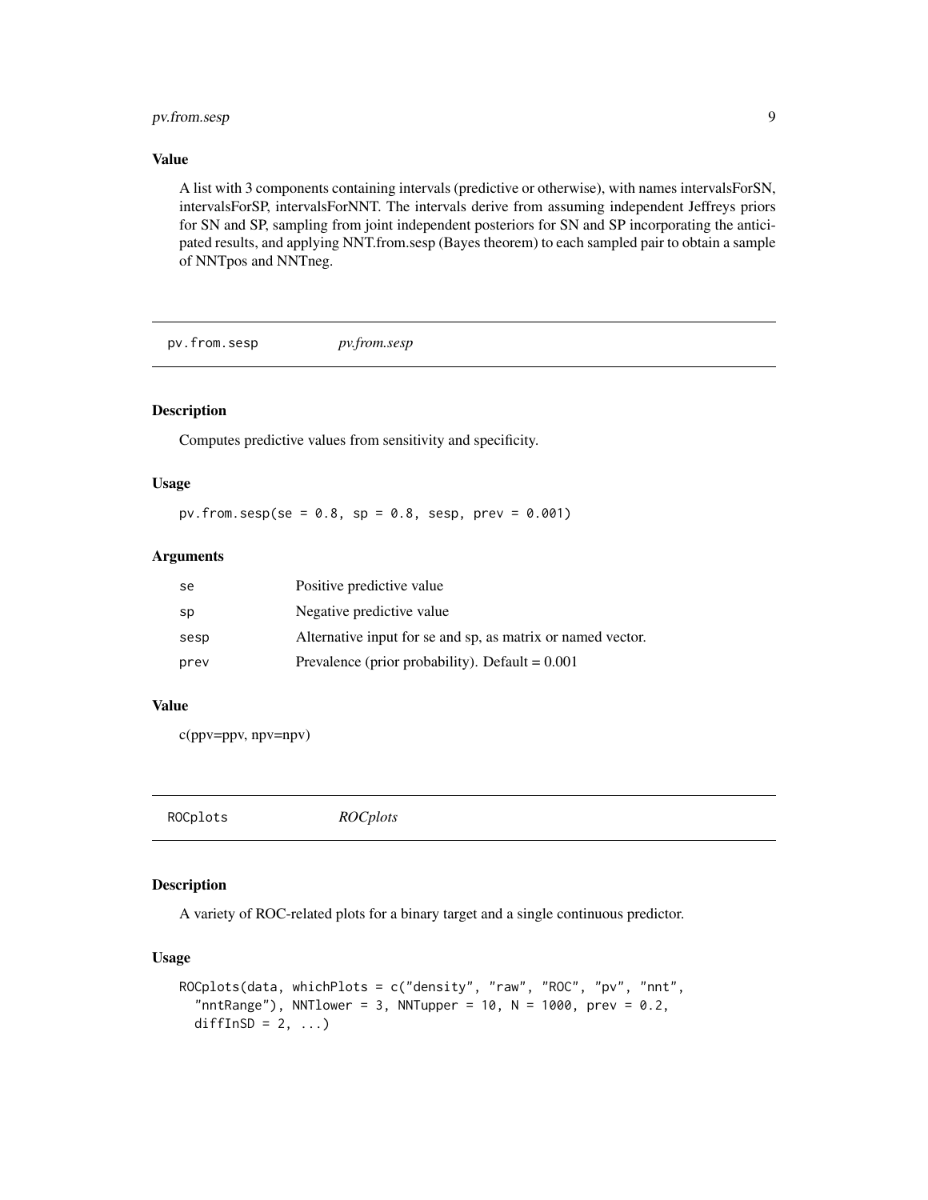### Value

A list with 3 components containing intervals (predictive or otherwise), with names intervalsForSN, intervalsForSP, intervalsForNNT. The intervals derive from assuming independent Jeffreys priors for SN and SP, sampling from joint independent posteriors for SN and SP incorporating the anticipated results, and applying NNT.from.sesp (Bayes theorem) to each sampled pair to obtain a sample of NNTpos and NNTneg.

---

## pv.from.sesp — *pv.from.sesp*

### Description

Computes predictive values from sensitivity and specificity.

### Usage

```
pv.from.sesp(se = 0.8, sp = 0.8, sesp, prev = 0.001)
```

### Arguments

| | |
|---|---|
| se | Positive predictive value |
| sp | Negative predictive value |
| sesp | Alternative input for se and sp, as matrix or named vector. |
| prev | Prevalence (prior probability). Default = 0.001 |

### Value

c(ppv=ppv, npv=npv)

---

## ROCplots — *ROCplots*

### Description

A variety of ROC-related plots for a binary target and a single continuous predictor.

### Usage

```
ROCplots(data, whichPlots = c("density", "raw", "ROC", "pv", "nnt",
  "nntRange"), NNTlower = 3, NNTupper = 10, N = 1000, prev = 0.2,
  diffInSD = 2, ...)
```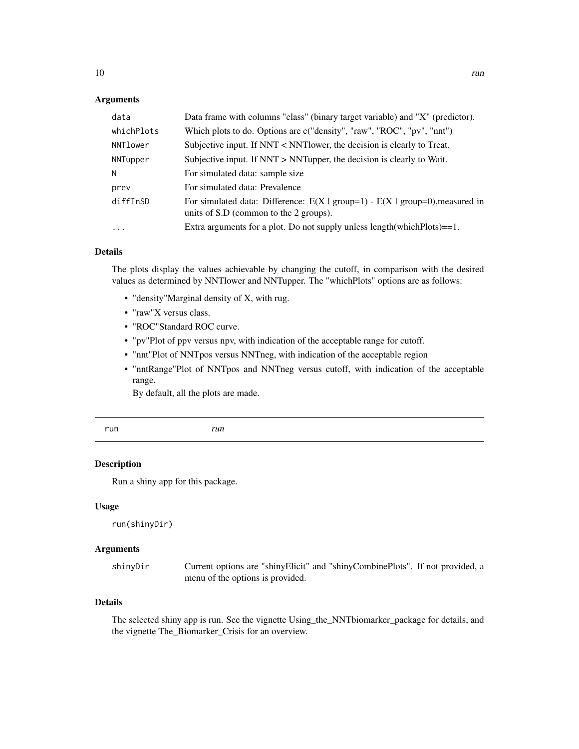### Arguments

| | |
|---|---|
| `data` | Data frame with columns "class" (binary target variable) and "X" (predictor). |
| `whichPlots` | Which plots to do. Options are c("density", "raw", "ROC", "pv", "nnt") |
| `NNTlower` | Subjective input. If NNT < NNTlower, the decision is clearly to Treat. |
| `NNTupper` | Subjective input. If NNT > NNTupper, the decision is clearly to Wait. |
| `N` | For simulated data: sample size |
| `prev` | For simulated data: Prevalence |
| `diffInSD` | For simulated data: Difference: E(X \| group=1) - E(X \| group=0),measured in units of S.D (common to the 2 groups). |
| `...` | Extra arguments for a plot. Do not supply unless length(whichPlots)==1. |

### Details

The plots display the values achievable by changing the cutoff, in comparison with the desired values as determined by NNTlower and NNTupper. The "whichPlots" options are as follows:

- "density"Marginal density of X, with rug.
- "raw"X versus class.
- "ROC"Standard ROC curve.
- "pv"Plot of ppv versus npv, with indication of the acceptable range for cutoff.
- "nnt"Plot of NNTpos versus NNTneg, with indication of the acceptable region
- "nntRange"Plot of NNTpos and NNTneg versus cutoff, with indication of the acceptable range.

  By default, all the plots are made.

---

## run *run*

### Description

Run a shiny app for this package.

### Usage

```
run(shinyDir)
```

### Arguments

| | |
|---|---|
| `shinyDir` | Current options are "shinyElicit" and "shinyCombinePlots". If not provided, a menu of the options is provided. |

### Details

The selected shiny app is run. See the vignette Using_the_NNTbiomarker_package for details, and the vignette The_Biomarker_Crisis for an overview.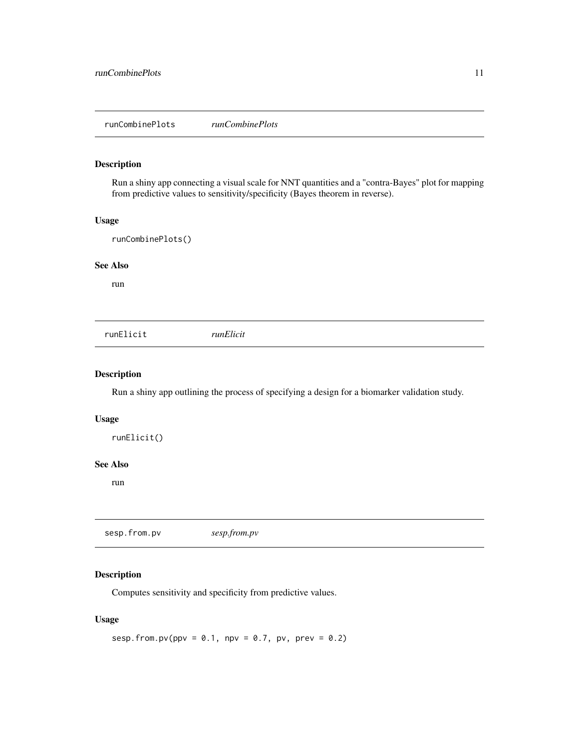## runCombinePlots *runCombinePlots*

### Description

Run a shiny app connecting a visual scale for NNT quantities and a "contra-Bayes" plot for mapping from predictive values to sensitivity/specificity (Bayes theorem in reverse).

### Usage

```
runCombinePlots()
```

### See Also

run

## runElicit *runElicit*

### Description

Run a shiny app outlining the process of specifying a design for a biomarker validation study.

### Usage

```
runElicit()
```

### See Also

run

## sesp.from.pv *sesp.from.pv*

### Description

Computes sensitivity and specificity from predictive values.

### Usage

```
sesp.from.pv(ppv = 0.1, npv = 0.7, pv, prev = 0.2)
```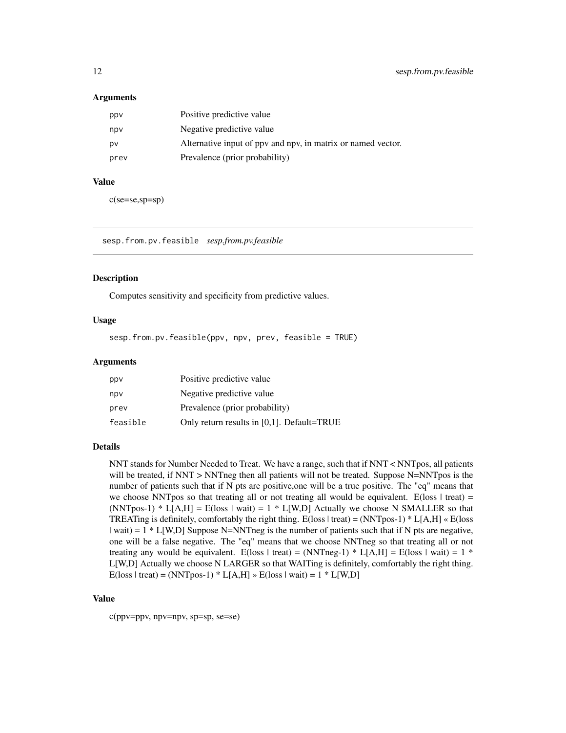### Arguments

| | |
|---|---|
| ppv | Positive predictive value |
| npv | Negative predictive value |
| pv | Alternative input of ppv and npv, in matrix or named vector. |
| prev | Prevalence (prior probability) |

### Value

c(se=se,sp=sp)

---

## sesp.from.pv.feasible *sesp.from.pv.feasible*

### Description

Computes sensitivity and specificity from predictive values.

### Usage

```
sesp.from.pv.feasible(ppv, npv, prev, feasible = TRUE)
```

### Arguments

| | |
|---|---|
| ppv | Positive predictive value |
| npv | Negative predictive value |
| prev | Prevalence (prior probability) |
| feasible | Only return results in [0,1]. Default=TRUE |

### Details

NNT stands for Number Needed to Treat. We have a range, such that if NNT < NNTpos, all patients will be treated, if NNT > NNTneg then all patients will not be treated. Suppose N=NNTpos is the number of patients such that if N pts are positive,one will be a true positive. The "eq" means that we choose NNTpos so that treating all or not treating all would be equivalent. E(loss | treat) = (NNTpos-1) * L[A,H] = E(loss | wait) = 1 * L[W,D] Actually we choose N SMALLER so that TREATing is definitely, comfortably the right thing. E(loss | treat) = (NNTpos-1) * L[A,H] « E(loss | wait) = 1 * L[W,D] Suppose N=NNTneg is the number of patients such that if N pts are negative, one will be a false negative. The "eq" means that we choose NNTneg so that treating all or not treating any would be equivalent. E(loss | treat) = (NNTneg-1) * L[A,H] = E(loss | wait) = 1 * L[W,D] Actually we choose N LARGER so that WAITing is definitely, comfortably the right thing. E(loss | treat) = (NNTpos-1) * L[A,H] » E(loss | wait) = 1 * L[W,D]

### Value

c(ppv=ppv, npv=npv, sp=sp, se=se)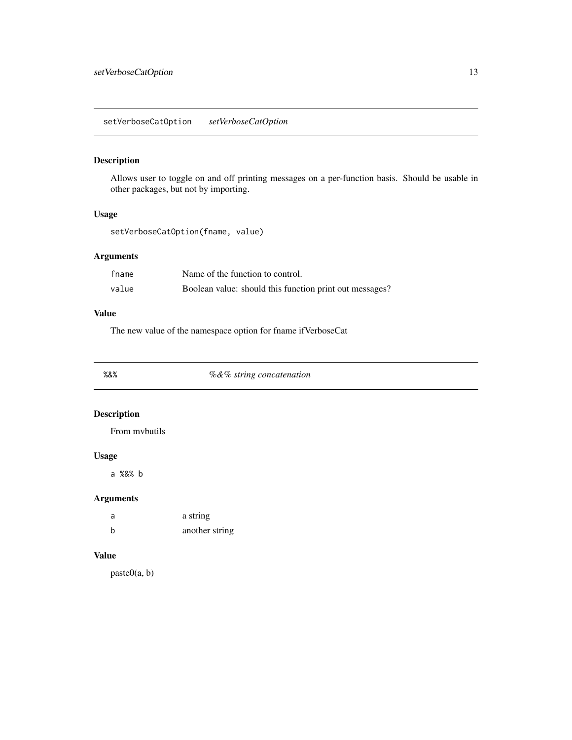## setVerboseCatOption *setVerboseCatOption*

### Description

Allows user to toggle on and off printing messages on a per-function basis. Should be usable in other packages, but not by importing.

### Usage

```
setVerboseCatOption(fname, value)
```

### Arguments

| | |
|---|---|
| `fname` | Name of the function to control. |
| `value` | Boolean value: should this function print out messages? |

### Value

The new value of the namespace option for fname ifVerboseCat

## %&% *%&% string concatenation*

### Description

From mvbutils

### Usage

```
a %&% b
```

### Arguments

| | |
|---|---|
| `a` | a string |
| `b` | another string |

### Value

paste0(a, b)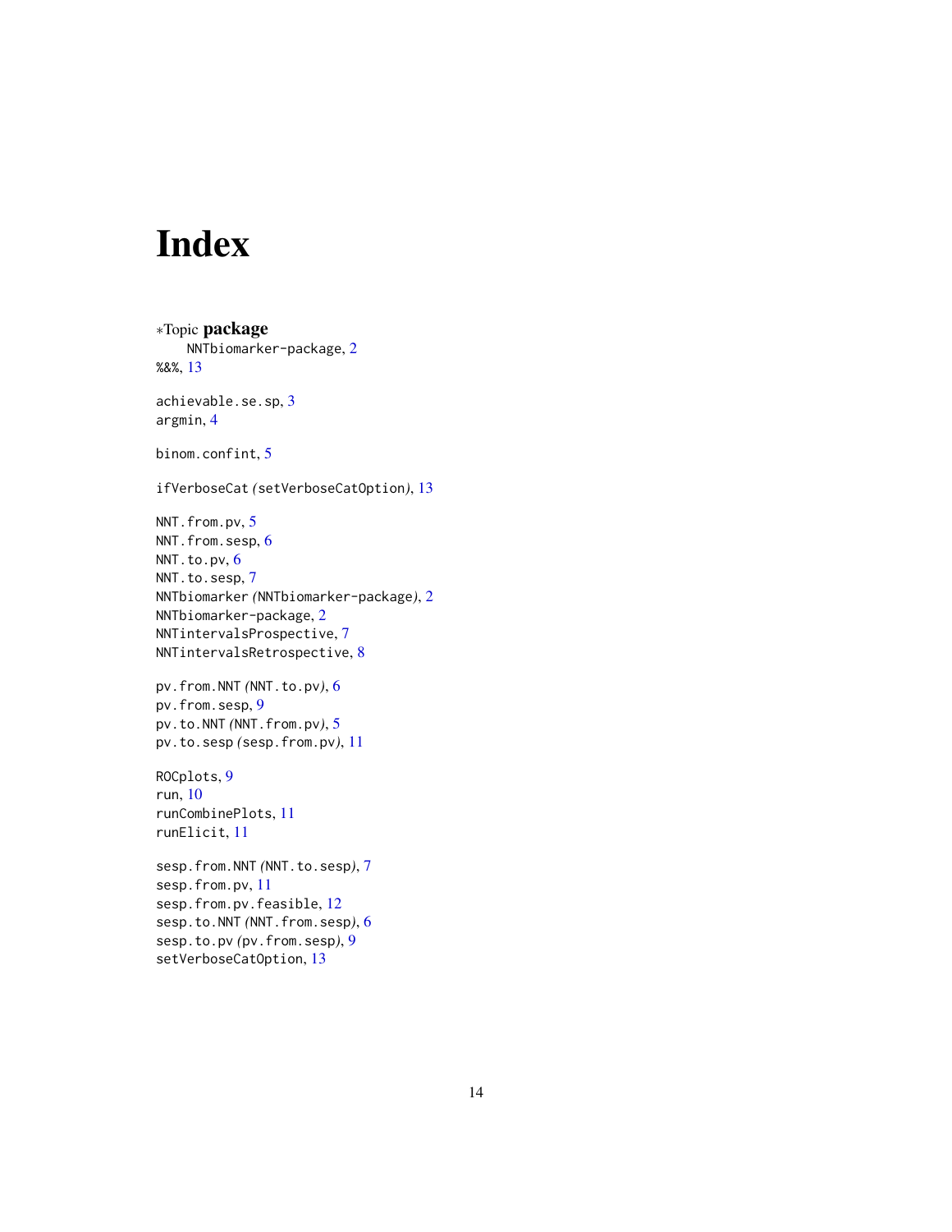# Index

*Topic **package**

  NNTbiomarker-package, 2

%&%, 13

achievable.se.sp, 3
argmin, 4

binom.confint, 5

ifVerboseCat *(setVerboseCatOption)*, 13

NNT.from.pv, 5
NNT.from.sesp, 6
NNT.to.pv, 6
NNT.to.sesp, 7
NNTbiomarker *(NNTbiomarker-package)*, 2
NNTbiomarker-package, 2
NNTintervalsProspective, 7
NNTintervalsRetrospective, 8

pv.from.NNT *(NNT.to.pv)*, 6
pv.from.sesp, 9
pv.to.NNT *(NNT.from.pv)*, 5
pv.to.sesp *(sesp.from.pv)*, 11

ROCplots, 9
run, 10
runCombinePlots, 11
runElicit, 11

sesp.from.NNT *(NNT.to.sesp)*, 7
sesp.from.pv, 11
sesp.from.pv.feasible, 12
sesp.to.NNT *(NNT.from.sesp)*, 6
sesp.to.pv *(pv.from.sesp)*, 9
setVerboseCatOption, 13